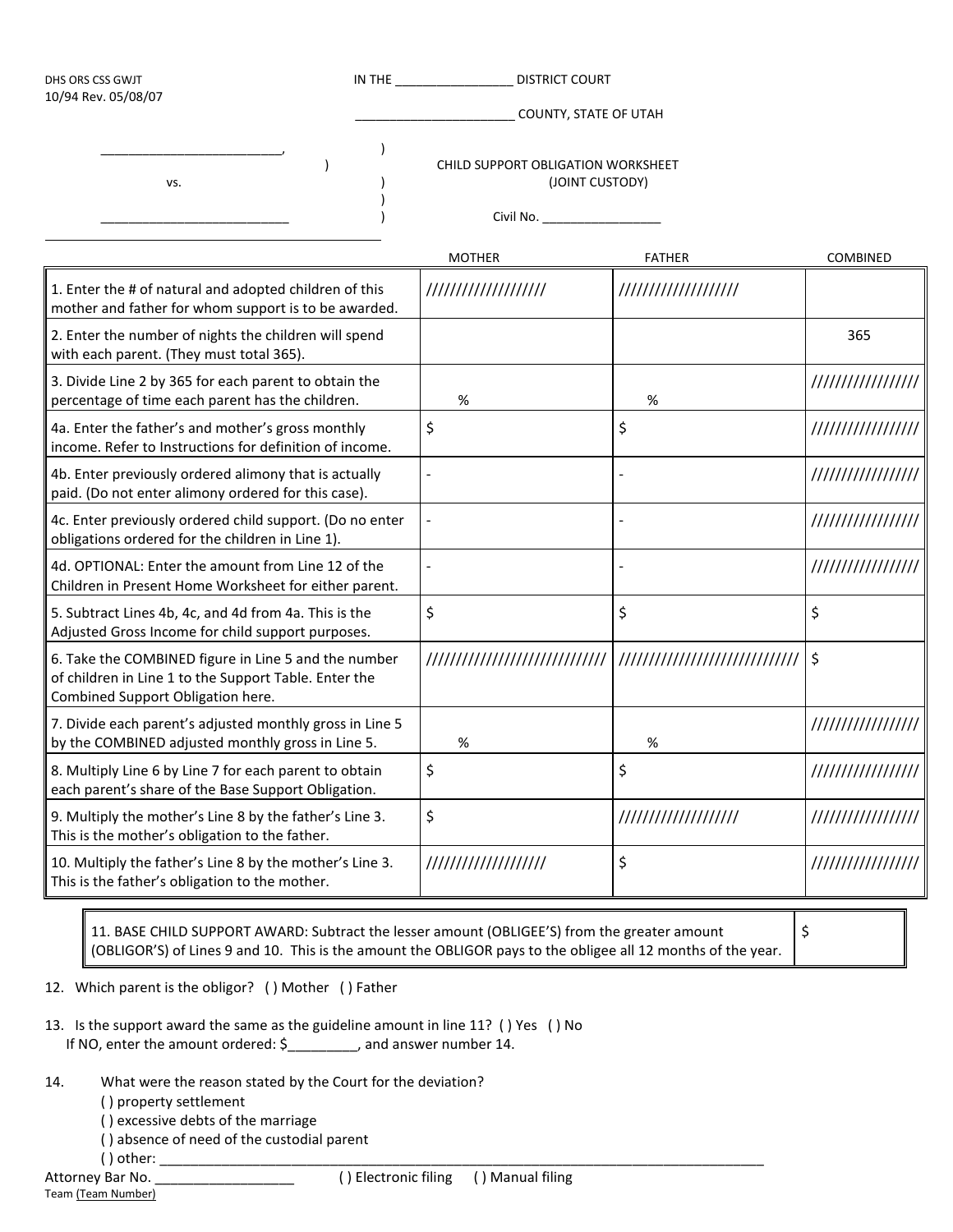DHS ORS CSS GWJT
10/94 Rev. 05/08/07

IN THE ________________ DISTRICT COURT

______________________ COUNTY, STATE OF UTAH

_________________________, )
)
vs. )
)
__________________________ )

CHILD SUPPORT OBLIGATION WORKSHEET
(JOINT CUSTODY)

Civil No. _________________

| | MOTHER | FATHER | COMBINED |
|---|---|---|---|
| 1. Enter the # of natural and adopted children of this mother and father for whom support is to be awarded. | /////////////////// | /////////////////// | |
| 2. Enter the number of nights the children will spend with each parent. (They must total 365). | | | 365 |
| 3. Divide Line 2 by 365 for each parent to obtain the percentage of time each parent has the children. | % | % | ///////////////// |
| 4a. Enter the father's and mother's gross monthly income. Refer to Instructions for definition of income. | $ | $ | ///////////////// |
| 4b. Enter previously ordered alimony that is actually paid. (Do not enter alimony ordered for this case). | - | - | ///////////////// |
| 4c. Enter previously ordered child support. (Do no enter obligations ordered for the children in Line 1). | - | - | ///////////////// |
| 4d. OPTIONAL: Enter the amount from Line 12 of the Children in Present Home Worksheet for either parent. | - | - | ///////////////// |
| 5. Subtract Lines 4b, 4c, and 4d from 4a. This is the Adjusted Gross Income for child support purposes. | $ | $ | $ |
| 6. Take the COMBINED figure in Line 5 and the number of children in Line 1 to the Support Table. Enter the Combined Support Obligation here. | //////////////////////////// | //////////////////////////// | $ |
| 7. Divide each parent's adjusted monthly gross in Line 5 by the COMBINED adjusted monthly gross in Line 5. | % | % | ///////////////// |
| 8. Multiply Line 6 by Line 7 for each parent to obtain each parent's share of the Base Support Obligation. | $ | $ | ///////////////// |
| 9. Multiply the mother's Line 8 by the father's Line 3. This is the mother's obligation to the father. | $ | /////////////////// | ///////////////// |
| 10. Multiply the father's Line 8 by the mother's Line 3. This is the father's obligation to the mother. | /////////////////// | $ | ///////////////// |

| | |
|---|---|
| 11. BASE CHILD SUPPORT AWARD: Subtract the lesser amount (OBLIGEE'S) from the greater amount (OBLIGOR'S) of Lines 9 and 10. This is the amount the OBLIGOR pays to the obligee all 12 months of the year. | $ |

12. Which parent is the obligor? ( ) Mother ( ) Father

13. Is the support award the same as the guideline amount in line 11? ( ) Yes ( ) No
If NO, enter the amount ordered: $_________, and answer number 14.

14. What were the reason stated by the Court for the deviation?
( ) property settlement
( ) excessive debts of the marriage
( ) absence of need of the custodial parent
( ) other: ______________________________________________________________________________________

Attorney Bar No. ___________________ ( ) Electronic filing ( ) Manual filing
Team (Team Number)